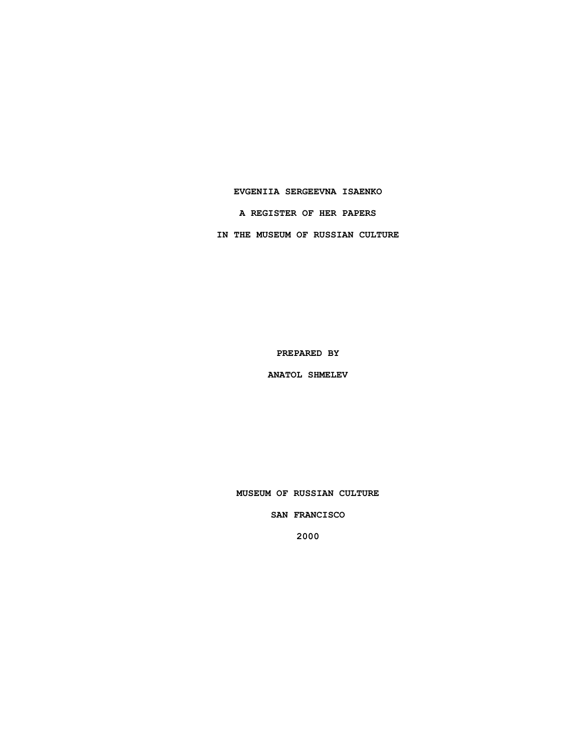**EVGENIIA SERGEEVNA ISAENKO**

**A REGISTER OF HER PAPERS**

**IN THE MUSEUM OF RUSSIAN CULTURE**

**PREPARED BY**

**ANATOL SHMELEV**

**MUSEUM OF RUSSIAN CULTURE**

**SAN FRANCISCO**

**2000**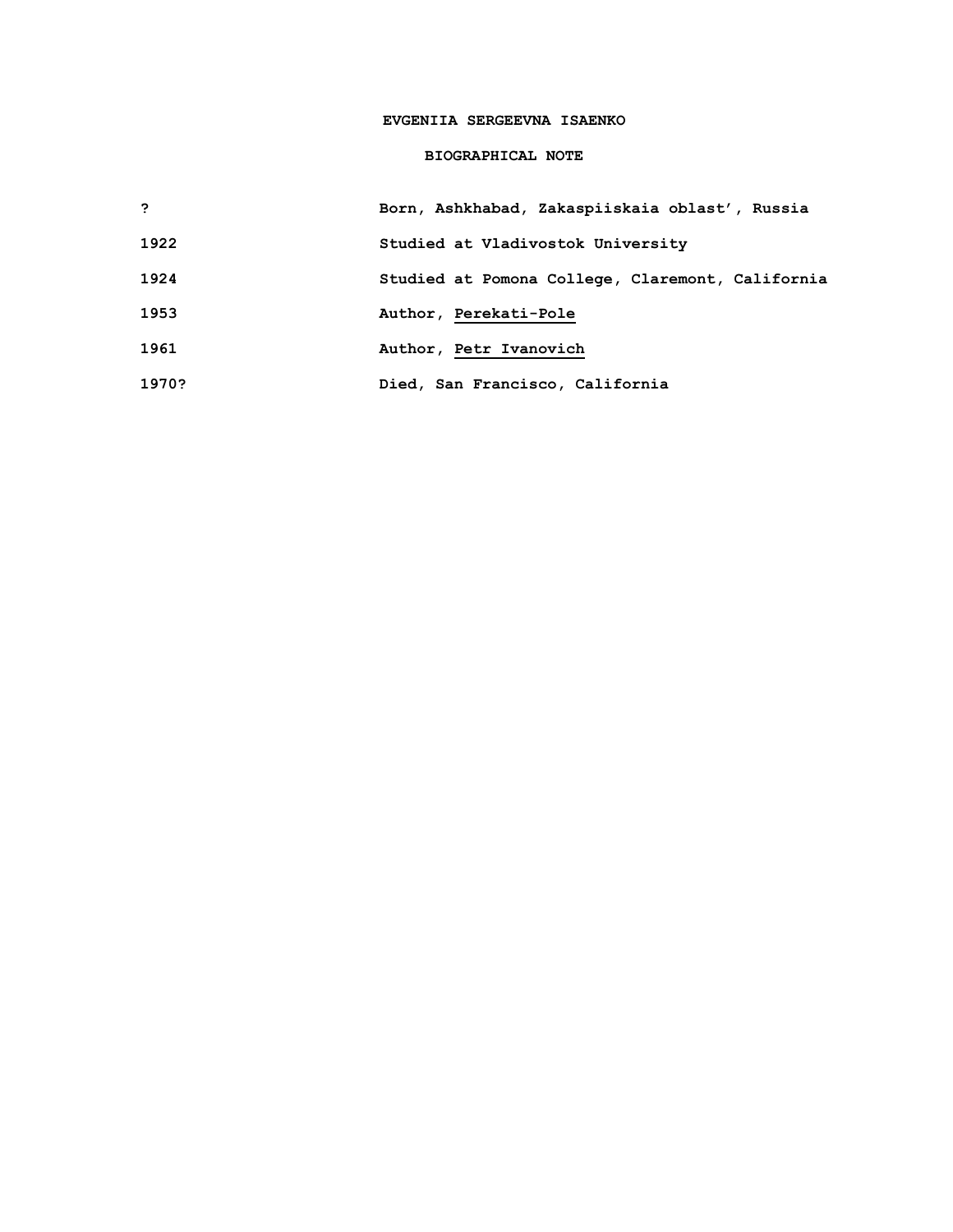# EVGENIIA SERGEEVNA ISAENKO

## BIOGRAPHICAL NOTE

| | |
|---|---|
| ? | Born, Ashkhabad, Zakaspiiskaia oblast', Russia |
| 1922 | Studied at Vladivostok University |
| 1924 | Studied at Pomona College, Claremont, California |
| 1953 | Author, Perekati-Pole |
| 1961 | Author, Petr Ivanovich |
| 1970? | Died, San Francisco, California |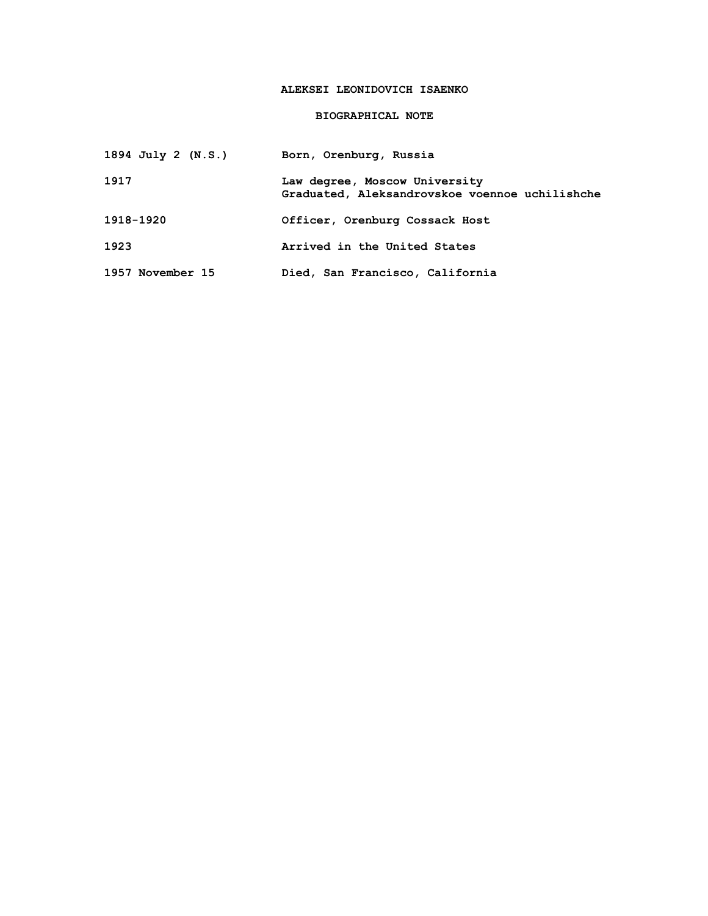# ALEKSEI LEONIDOVICH ISAENKO

## BIOGRAPHICAL NOTE

| | |
|---|---|
| 1894 July 2 (N.S.) | Born, Orenburg, Russia |
| 1917 | Law degree, Moscow University<br>Graduated, Aleksandrovskoe voennoe uchilishche |
| 1918-1920 | Officer, Orenburg Cossack Host |
| 1923 | Arrived in the United States |
| 1957 November 15 | Died, San Francisco, California |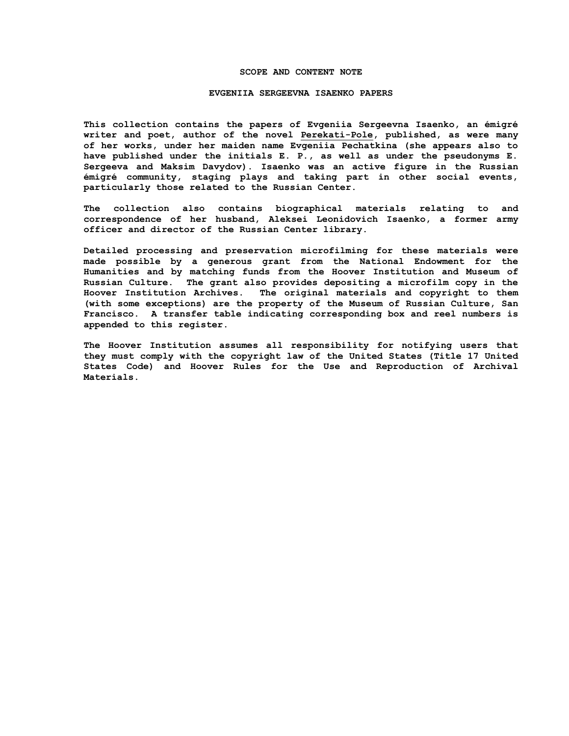## SCOPE AND CONTENT NOTE

## EVGENIIA SERGEEVNA ISAENKO PAPERS

This collection contains the papers of Evgeniia Sergeevna Isaenko, an émigré writer and poet, author of the novel Perekati-Pole, published, as were many of her works, under her maiden name Evgeniia Pechatkina (she appears also to have published under the initials E. P., as well as under the pseudonyms E. Sergeeva and Maksim Davydov). Isaenko was an active figure in the Russian émigré community, staging plays and taking part in other social events, particularly those related to the Russian Center.

The collection also contains biographical materials relating to and correspondence of her husband, Aleksei Leonidovich Isaenko, a former army officer and director of the Russian Center library.

Detailed processing and preservation microfilming for these materials were made possible by a generous grant from the National Endowment for the Humanities and by matching funds from the Hoover Institution and Museum of Russian Culture. The grant also provides depositing a microfilm copy in the Hoover Institution Archives. The original materials and copyright to them (with some exceptions) are the property of the Museum of Russian Culture, San Francisco. A transfer table indicating corresponding box and reel numbers is appended to this register.

The Hoover Institution assumes all responsibility for notifying users that they must comply with the copyright law of the United States (Title 17 United States Code) and Hoover Rules for the Use and Reproduction of Archival Materials.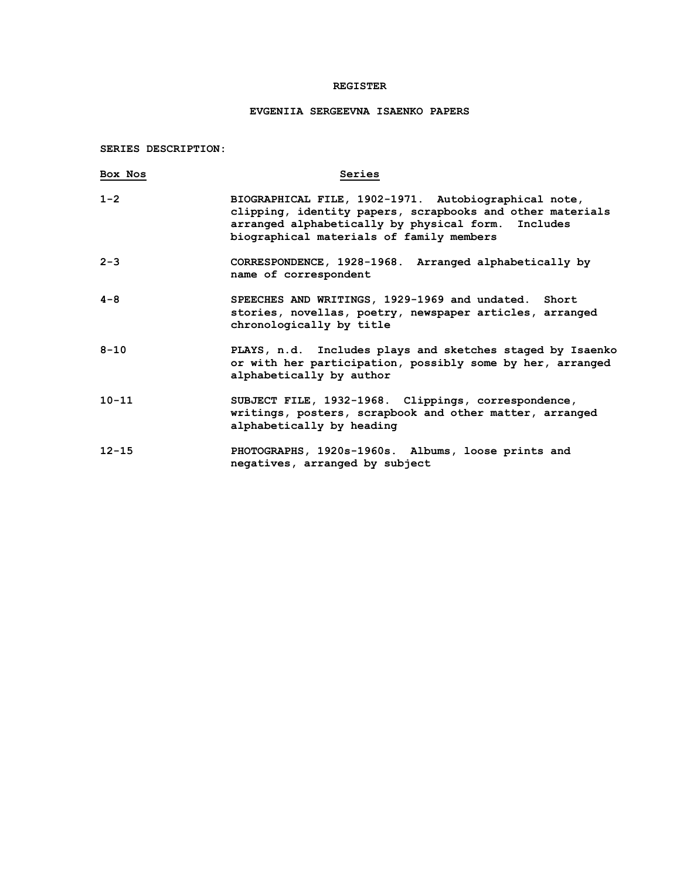# REGISTER

## EVGENIIA SERGEEVNA ISAENKO PAPERS

**SERIES DESCRIPTION:**

| Box Nos | Series |
|---|---|
| 1-2 | BIOGRAPHICAL FILE, 1902-1971. Autobiographical note, clipping, identity papers, scrapbooks and other materials arranged alphabetically by physical form. Includes biographical materials of family members |
| 2-3 | CORRESPONDENCE, 1928-1968. Arranged alphabetically by name of correspondent |
| 4-8 | SPEECHES AND WRITINGS, 1929-1969 and undated. Short stories, novellas, poetry, newspaper articles, arranged chronologically by title |
| 8-10 | PLAYS, n.d. Includes plays and sketches staged by Isaenko or with her participation, possibly some by her, arranged alphabetically by author |
| 10-11 | SUBJECT FILE, 1932-1968. Clippings, correspondence, writings, posters, scrapbook and other matter, arranged alphabetically by heading |
| 12-15 | PHOTOGRAPHS, 1920s-1960s. Albums, loose prints and negatives, arranged by subject |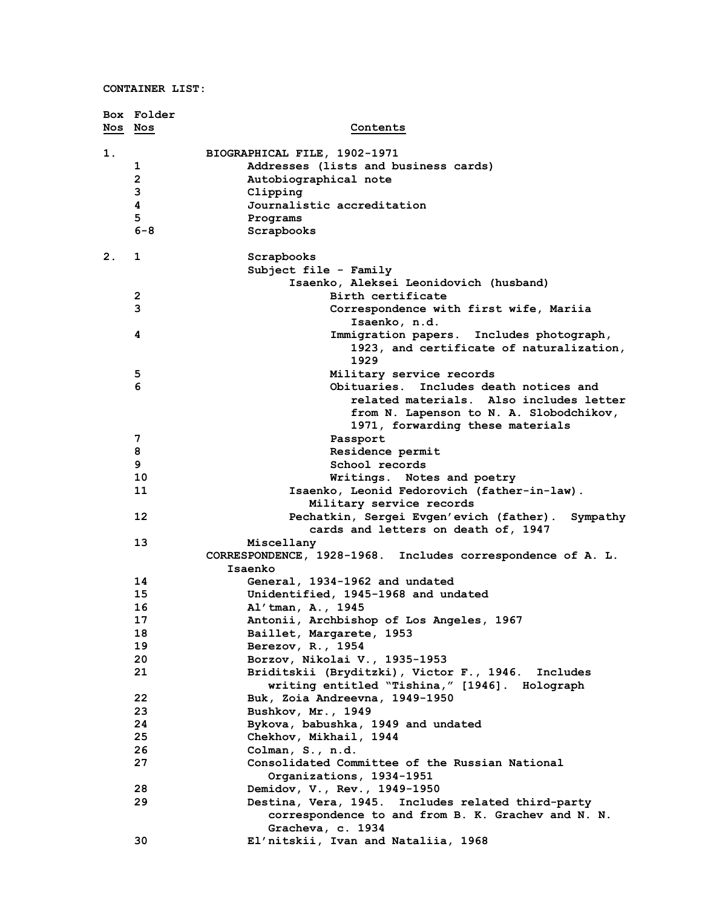CONTAINER LIST:

| Box Nos | Folder Nos | Contents |
|---|---|---|
| 1. | | BIOGRAPHICAL FILE, 1902-1971 |
| | 1 | Addresses (lists and business cards) |
| | 2 | Autobiographical note |
| | 3 | Clipping |
| | 4 | Journalistic accreditation |
| | 5 | Programs |
| | 6-8 | Scrapbooks |
| 2. | 1 | Scrapbooks |
| | | Subject file - Family |
| | | Isaenko, Aleksei Leonidovich (husband) |
| | 2 | Birth certificate |
| | 3 | Correspondence with first wife, Mariia Isaenko, n.d. |
| | 4 | Immigration papers. Includes photograph, 1923, and certificate of naturalization, 1929 |
| | 5 | Military service records |
| | 6 | Obituaries. Includes death notices and related materials. Also includes letter from N. Lapenson to N. A. Slobodchikov, 1971, forwarding these materials |
| | 7 | Passport |
| | 8 | Residence permit |
| | 9 | School records |
| | 10 | Writings. Notes and poetry |
| | 11 | Isaenko, Leonid Fedorovich (father-in-law). Military service records |
| | 12 | Pechatkin, Sergei Evgen'evich (father). Sympathy cards and letters on death of, 1947 |
| | 13 | Miscellany |
| | | CORRESPONDENCE, 1928-1968. Includes correspondence of A. L. Isaenko |
| | 14 | General, 1934-1962 and undated |
| | 15 | Unidentified, 1945-1968 and undated |
| | 16 | Al'tman, A., 1945 |
| | 17 | Antonii, Archbishop of Los Angeles, 1967 |
| | 18 | Baillet, Margarete, 1953 |
| | 19 | Berezov, R., 1954 |
| | 20 | Borzov, Nikolai V., 1935-1953 |
| | 21 | Briditskii (Bryditzki), Victor F., 1946. Includes writing entitled "Tishina," [1946]. Holograph |
| | 22 | Buk, Zoia Andreevna, 1949-1950 |
| | 23 | Bushkov, Mr., 1949 |
| | 24 | Bykova, babushka, 1949 and undated |
| | 25 | Chekhov, Mikhail, 1944 |
| | 26 | Colman, S., n.d. |
| | 27 | Consolidated Committee of the Russian National Organizations, 1934-1951 |
| | 28 | Demidov, V., Rev., 1949-1950 |
| | 29 | Destina, Vera, 1945. Includes related third-party correspondence to and from B. K. Grachev and N. N. Gracheva, c. 1934 |
| | 30 | El'nitskii, Ivan and Nataliia, 1968 |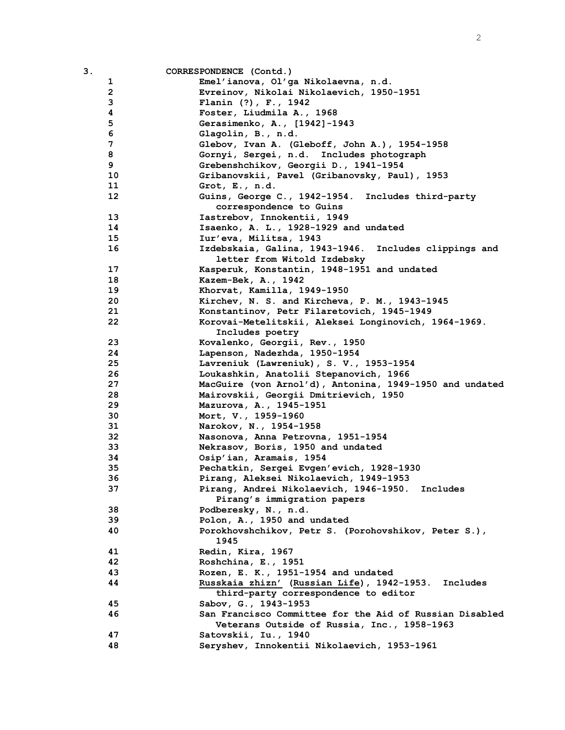| 3. | CORRESPONDENCE (Contd.) |
|---|---|
| 1 | Emel'ianova, Ol'ga Nikolaevna, n.d. |
| 2 | Evreinov, Nikolai Nikolaevich, 1950-1951 |
| 3 | Flanin (?), F., 1942 |
| 4 | Foster, Liudmila A., 1968 |
| 5 | Gerasimenko, A., [1942]-1943 |
| 6 | Glagolin, B., n.d. |
| 7 | Glebov, Ivan A. (Gleboff, John A.), 1954-1958 |
| 8 | Gornyi, Sergei, n.d. Includes photograph |
| 9 | Grebenshchikov, Georgii D., 1941-1954 |
| 10 | Gribanovskii, Pavel (Gribanovsky, Paul), 1953 |
| 11 | Grot, E., n.d. |
| 12 | Guins, George C., 1942-1954. Includes third-party correspondence to Guins |
| 13 | Iastrebov, Innokentii, 1949 |
| 14 | Isaenko, A. L., 1928-1929 and undated |
| 15 | Iur'eva, Militsa, 1943 |
| 16 | Izdebskaia, Galina, 1943-1946. Includes clippings and letter from Witold Izdebsky |
| 17 | Kasperuk, Konstantin, 1948-1951 and undated |
| 18 | Kazem-Bek, A., 1942 |
| 19 | Khorvat, Kamilla, 1949-1950 |
| 20 | Kirchev, N. S. and Kircheva, P. M., 1943-1945 |
| 21 | Konstantinov, Petr Filaretovich, 1945-1949 |
| 22 | Korovai-Metelitskii, Aleksei Longinovich, 1964-1969. Includes poetry |
| 23 | Kovalenko, Georgii, Rev., 1950 |
| 24 | Lapenson, Nadezhda, 1950-1954 |
| 25 | Lavreniuk (Lawreniuk), S. V., 1953-1954 |
| 26 | Loukashkin, Anatolii Stepanovich, 1966 |
| 27 | MacGuire (von Arnol'd), Antonina, 1949-1950 and undated |
| 28 | Mairovskii, Georgii Dmitrievich, 1950 |
| 29 | Mazurova, A., 1945-1951 |
| 30 | Mort, V., 1959-1960 |
| 31 | Narokov, N., 1954-1958 |
| 32 | Nasonova, Anna Petrovna, 1951-1954 |
| 33 | Nekrasov, Boris, 1950 and undated |
| 34 | Osip'ian, Aramais, 1954 |
| 35 | Pechatkin, Sergei Evgen'evich, 1928-1930 |
| 36 | Pirang, Aleksei Nikolaevich, 1949-1953 |
| 37 | Pirang, Andrei Nikolaevich, 1946-1950. Includes Pirang's immigration papers |
| 38 | Podberesky, N., n.d. |
| 39 | Polon, A., 1950 and undated |
| 40 | Porokhovshchikov, Petr S. (Porohovshikov, Peter S.), 1945 |
| 41 | Redin, Kira, 1967 |
| 42 | Roshchina, E., 1951 |
| 43 | Rozen, E. K., 1951-1954 and undated |
| 44 | <u>Russkaia zhizn'</u> (<u>Russian Life</u>), 1942-1953. Includes third-party correspondence to editor |
| 45 | Sabov, G., 1943-1953 |
| 46 | San Francisco Committee for the Aid of Russian Disabled Veterans Outside of Russia, Inc., 1958-1963 |
| 47 | Satovskii, Iu., 1940 |
| 48 | Seryshev, Innokentii Nikolaevich, 1953-1961 |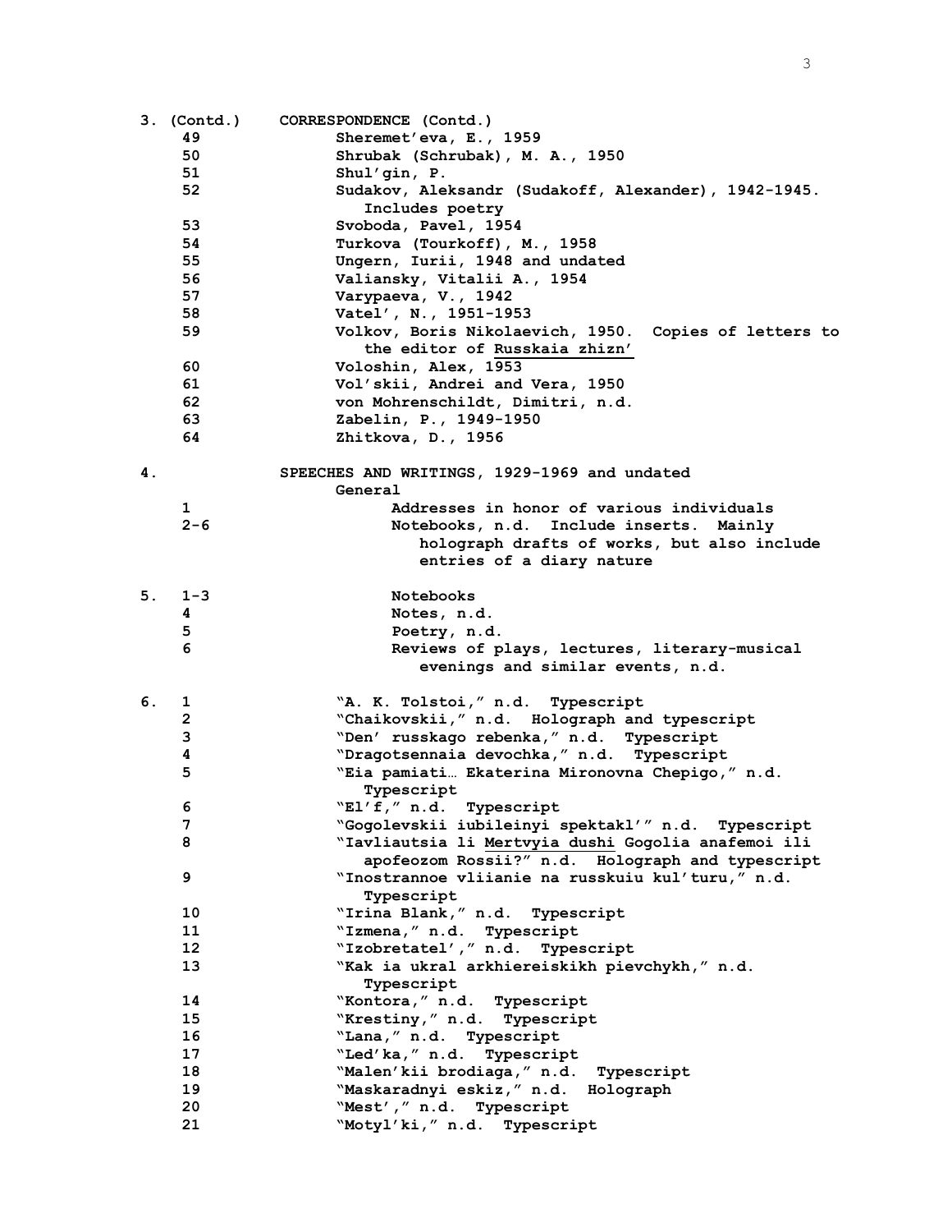| Box | Folder | Contents |
|---|---|---|
| 3. (Contd.) | | CORRESPONDENCE (Contd.) |
| | 49 | Sheremet'eva, E., 1959 |
| | 50 | Shrubak (Schrubak), M. A., 1950 |
| | 51 | Shul'gin, P. |
| | 52 | Sudakov, Aleksandr (Sudakoff, Alexander), 1942-1945. Includes poetry |
| | 53 | Svoboda, Pavel, 1954 |
| | 54 | Turkova (Tourkoff), M., 1958 |
| | 55 | Ungern, Iurii, 1948 and undated |
| | 56 | Valiansky, Vitalii A., 1954 |
| | 57 | Varypaeva, V., 1942 |
| | 58 | Vatel', N., 1951-1953 |
| | 59 | Volkov, Boris Nikolaevich, 1950. Copies of letters to the editor of _Russkaia zhizn'_ |
| | 60 | Voloshin, Alex, 1953 |
| | 61 | Vol'skii, Andrei and Vera, 1950 |
| | 62 | von Mohrenschildt, Dimitri, n.d. |
| | 63 | Zabelin, P., 1949-1950 |
| | 64 | Zhitkova, D., 1956 |
| 4. | | SPEECHES AND WRITINGS, 1929-1969 and undated |
| | | General |
| | 1 | Addresses in honor of various individuals |
| | 2-6 | Notebooks, n.d. Include inserts. Mainly holograph drafts of works, but also include entries of a diary nature |
| 5. | 1-3 | Notebooks |
| | 4 | Notes, n.d. |
| | 5 | Poetry, n.d. |
| | 6 | Reviews of plays, lectures, literary-musical evenings and similar events, n.d. |
| 6. | 1 | "A. K. Tolstoi," n.d. Typescript |
| | 2 | "Chaikovskii," n.d. Holograph and typescript |
| | 3 | "Den' russkago rebenka," n.d. Typescript |
| | 4 | "Dragotsennaia devochka," n.d. Typescript |
| | 5 | "Eia pamiati… Ekaterina Mironovna Chepigo," n.d. Typescript |
| | 6 | "El'f," n.d. Typescript |
| | 7 | "Gogolevskii iubileinyi spektakl'" n.d. Typescript |
| | 8 | "Iavliautsia li _Mertvyia dushi_ Gogolia anafemoi ili apofeozom Rossii?" n.d. Holograph and typescript |
| | 9 | "Inostrannoe vliianie na russkuiu kul'turu," n.d. Typescript |
| | 10 | "Irina Blank," n.d. Typescript |
| | 11 | "Izmena," n.d. Typescript |
| | 12 | "Izobretatel'," n.d. Typescript |
| | 13 | "Kak ia ukral arkhiereiskikh pievchykh," n.d. Typescript |
| | 14 | "Kontora," n.d. Typescript |
| | 15 | "Krestiny," n.d. Typescript |
| | 16 | "Lana," n.d. Typescript |
| | 17 | "Led'ka," n.d. Typescript |
| | 18 | "Malen'kii brodiaga," n.d. Typescript |
| | 19 | "Maskaradnyi eskiz," n.d. Holograph |
| | 20 | "Mest'," n.d. Typescript |
| | 21 | "Motyl'ki," n.d. Typescript |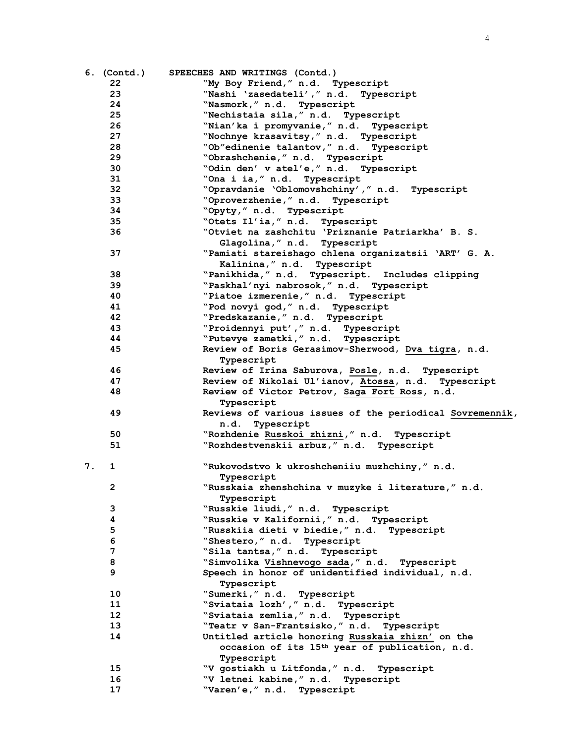| Box | Folder | Description |
|---|---|---|
| 6. (Contd.) | | SPEECHES AND WRITINGS (Contd.) |
| | 22 | "My Boy Friend," n.d. Typescript |
| | 23 | "Nashi 'zasedateli'," n.d. Typescript |
| | 24 | "Nasmork," n.d. Typescript |
| | 25 | "Nechistaia sila," n.d. Typescript |
| | 26 | "Nian'ka i promyvanie," n.d. Typescript |
| | 27 | "Nochnye krasavitsy," n.d. Typescript |
| | 28 | "Ob"edinenie talantov," n.d. Typescript |
| | 29 | "Obrashchenie," n.d. Typescript |
| | 30 | "Odin den' v atel'e," n.d. Typescript |
| | 31 | "Ona i ia," n.d. Typescript |
| | 32 | "Opravdanie 'Oblomovshchiny'," n.d. Typescript |
| | 33 | "Oproverzhenie," n.d. Typescript |
| | 34 | "Opyty," n.d. Typescript |
| | 35 | "Otets Il'ia," n.d. Typescript |
| | 36 | "Otviet na zashchitu 'Priznanie Patriarkha' B. S. Glagolina," n.d. Typescript |
| | 37 | "Pamiati stareishago chlena organizatsii 'ART' G. A. Kalinina," n.d. Typescript |
| | 38 | "Panikhida," n.d. Typescript. Includes clipping |
| | 39 | "Paskhal'nyi nabrosok," n.d. Typescript |
| | 40 | "Piatoe izmerenie," n.d. Typescript |
| | 41 | "Pod novyi god," n.d. Typescript |
| | 42 | "Predskazanie," n.d. Typescript |
| | 43 | "Proidennyi put'," n.d. Typescript |
| | 44 | "Putevye zametki," n.d. Typescript |
| | 45 | Review of Boris Gerasimov-Sherwood, Dva tigra, n.d. Typescript |
| | 46 | Review of Irina Saburova, Posle, n.d. Typescript |
| | 47 | Review of Nikolai Ul'ianov, Atossa, n.d. Typescript |
| | 48 | Review of Victor Petrov, Saga Fort Ross, n.d. Typescript |
| | 49 | Reviews of various issues of the periodical Sovremennik, n.d. Typescript |
| | 50 | "Rozhdenie Russkoi zhizni," n.d. Typescript |
| | 51 | "Rozhdestvenskii arbuz," n.d. Typescript |
| 7. | 1 | "Rukovodstvo k ukroshcheniiu muzhchiny," n.d. Typescript |
| | 2 | "Russkaia zhenshchina v muzyke i literature," n.d. Typescript |
| | 3 | "Russkie liudi," n.d. Typescript |
| | 4 | "Russkie v Kalifornii," n.d. Typescript |
| | 5 | "Russkiia dieti v biedie," n.d. Typescript |
| | 6 | "Shestero," n.d. Typescript |
| | 7 | "Sila tantsa," n.d. Typescript |
| | 8 | "Simvolika Vishnevogo sada," n.d. Typescript |
| | 9 | Speech in honor of unidentified individual, n.d. Typescript |
| | 10 | "Sumerki," n.d. Typescript |
| | 11 | "Sviataia lozh'," n.d. Typescript |
| | 12 | "Sviataia zemlia," n.d. Typescript |
| | 13 | "Teatr v San-Frantsisko," n.d. Typescript |
| | 14 | Untitled article honoring Russkaia zhizn' on the occasion of its 15th year of publication, n.d. Typescript |
| | 15 | "V gostiakh u Litfonda," n.d. Typescript |
| | 16 | "V letnei kabine," n.d. Typescript |
| | 17 | "Varen'e," n.d. Typescript |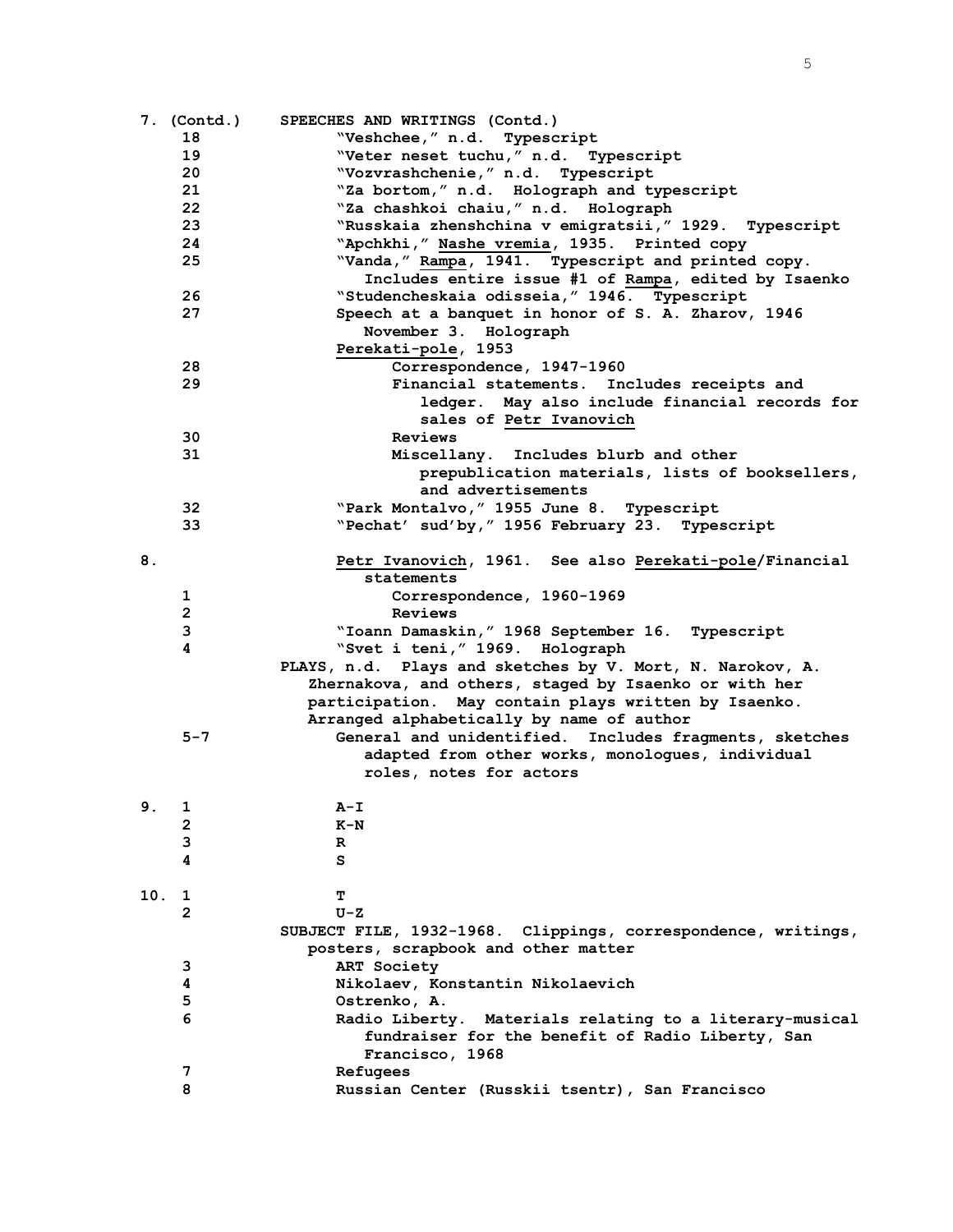| Box | Folder | Contents |
|---|---|---|
| 7. (Contd.) | | SPEECHES AND WRITINGS (Contd.) |
| | 18 | "Veshchee," n.d. Typescript |
| | 19 | "Veter neset tuchu," n.d. Typescript |
| | 20 | "Vozvrashchenie," n.d. Typescript |
| | 21 | "Za bortom," n.d. Holograph and typescript |
| | 22 | "Za chashkoi chaiu," n.d. Holograph |
| | 23 | "Russkaia zhenshchina v emigratsii," 1929. Typescript |
| | 24 | "Apchkhi," Nashe vremia, 1935. Printed copy |
| | 25 | "Vanda," Rampa, 1941. Typescript and printed copy. Includes entire issue #1 of Rampa, edited by Isaenko |
| | 26 | "Studencheskaia odisseia," 1946. Typescript |
| | 27 | Speech at a banquet in honor of S. A. Zharov, 1946 November 3. Holograph |
| | | Perekati-pole, 1953 |
| | 28 | Correspondence, 1947-1960 |
| | 29 | Financial statements. Includes receipts and ledger. May also include financial records for sales of Petr Ivanovich |
| | 30 | Reviews |
| | 31 | Miscellany. Includes blurb and other prepublication materials, lists of booksellers, and advertisements |
| | 32 | "Park Montalvo," 1955 June 8. Typescript |
| | 33 | "Pechat' sud'by," 1956 February 23. Typescript |
| 8. | | Petr Ivanovich, 1961. See also Perekati-pole/Financial statements |
| | 1 | Correspondence, 1960-1969 |
| | 2 | Reviews |
| | 3 | "Ioann Damaskin," 1968 September 16. Typescript |
| | 4 | "Svet i teni," 1969. Holograph |
| | | PLAYS, n.d. Plays and sketches by V. Mort, N. Narokov, A. Zhernakova, and others, staged by Isaenko or with her participation. May contain plays written by Isaenko. Arranged alphabetically by name of author |
| | 5-7 | General and unidentified. Includes fragments, sketches adapted from other works, monologues, individual roles, notes for actors |
| 9. | 1 | A-I |
| | 2 | K-N |
| | 3 | R |
| | 4 | S |
| 10. | 1 | T |
| | 2 | U-Z |
| | | SUBJECT FILE, 1932-1968. Clippings, correspondence, writings, posters, scrapbook and other matter |
| | 3 | ART Society |
| | 4 | Nikolaev, Konstantin Nikolaevich |
| | 5 | Ostrenko, A. |
| | 6 | Radio Liberty. Materials relating to a literary-musical fundraiser for the benefit of Radio Liberty, San Francisco, 1968 |
| | 7 | Refugees |
| | 8 | Russian Center (Russkii tsentr), San Francisco |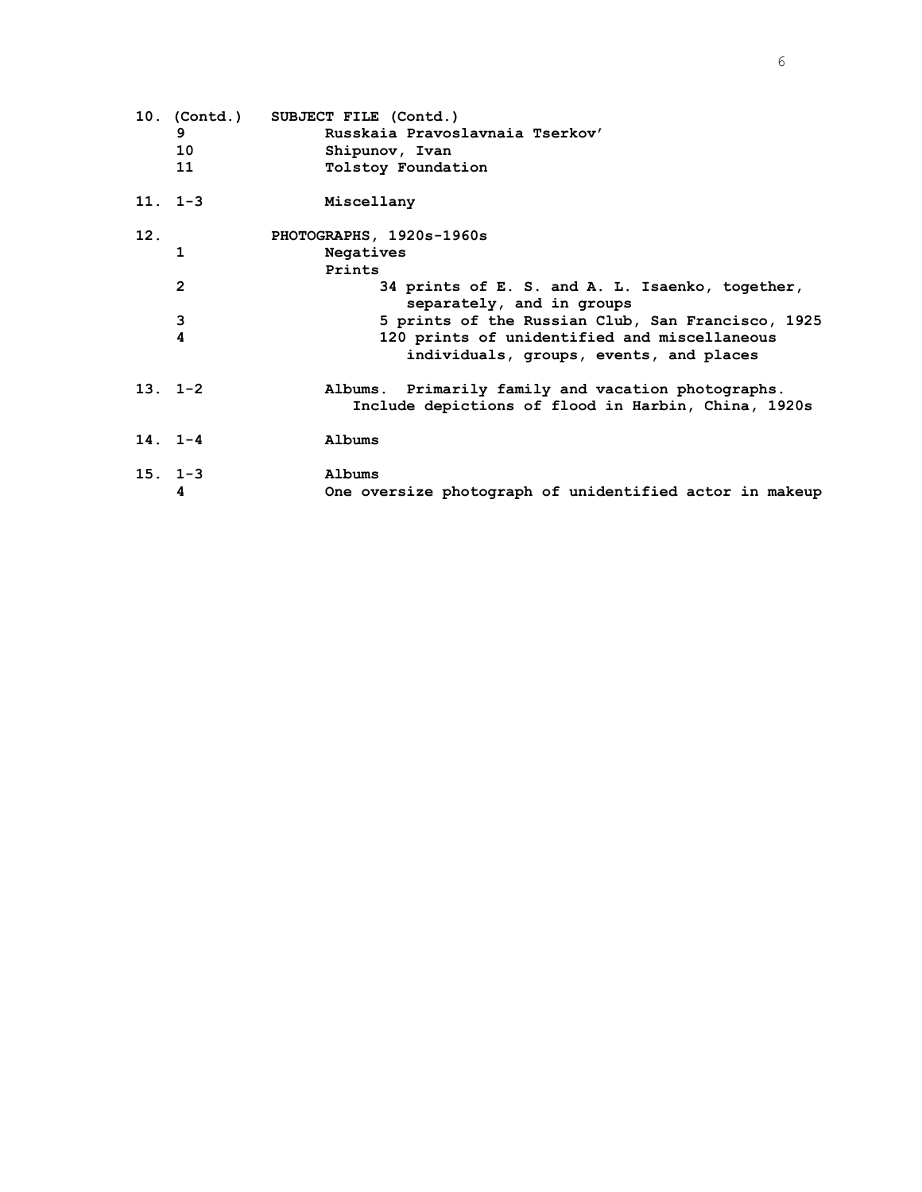| | | |
|---|---|---|
| 10. (Contd.) | SUBJECT FILE (Contd.) | |
| 9 | | Russkaia Pravoslavnaia Tserkov' |
| 10 | | Shipunov, Ivan |
| 11 | | Tolstoy Foundation |
| 11. 1-3 | | Miscellany |
| 12. | PHOTOGRAPHS, 1920s-1960s | |
| 1 | | Negatives |
| | | Prints |
| 2 | | 34 prints of E. S. and A. L. Isaenko, together, separately, and in groups |
| 3 | | 5 prints of the Russian Club, San Francisco, 1925 |
| 4 | | 120 prints of unidentified and miscellaneous individuals, groups, events, and places |
| 13. 1-2 | | Albums. Primarily family and vacation photographs. Include depictions of flood in Harbin, China, 1920s |
| 14. 1-4 | | Albums |
| 15. 1-3 | | Albums |
| 4 | | One oversize photograph of unidentified actor in makeup |